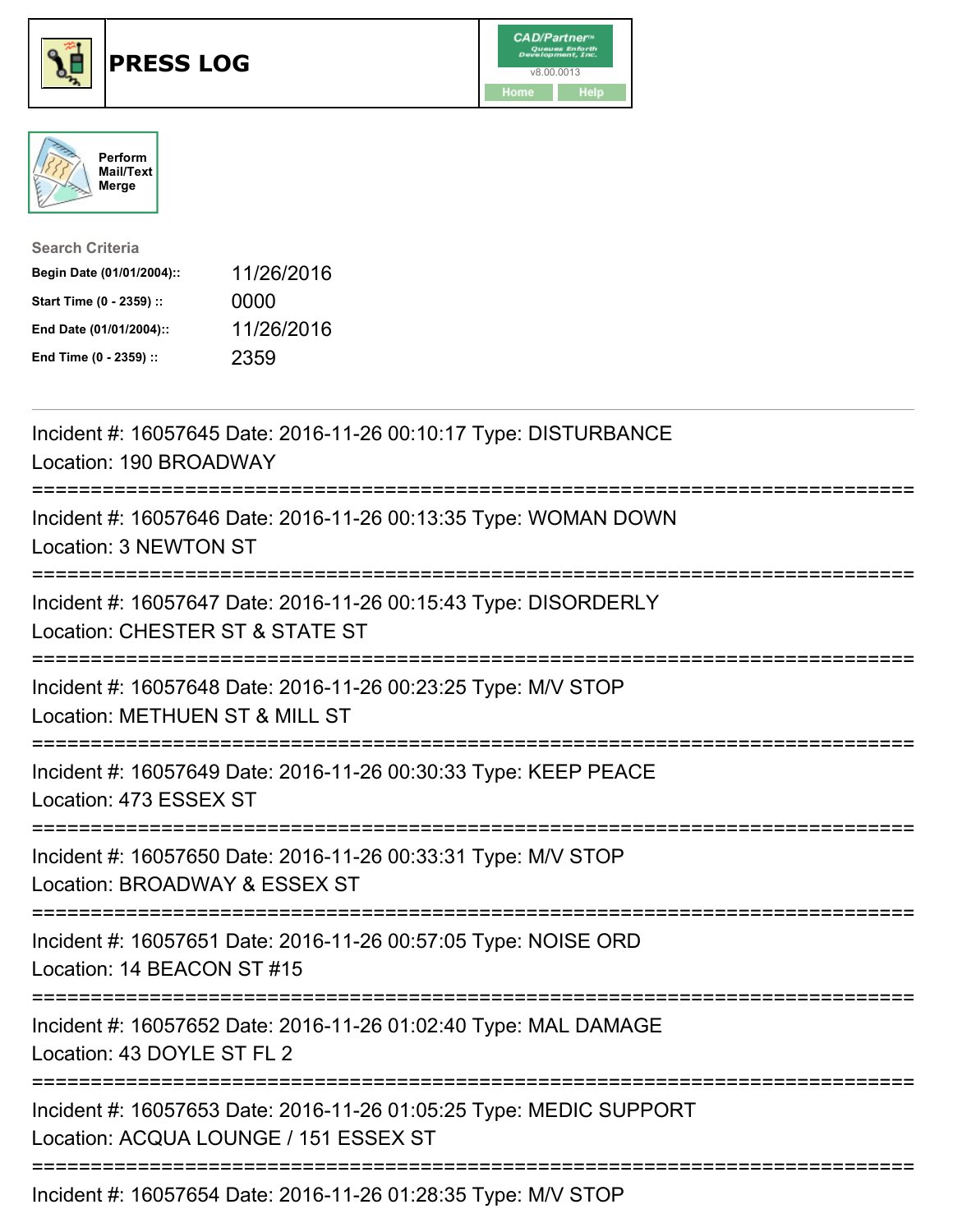# PRESS LOG

Perform Mail/Text Merge

**Search Criteria**

| | |
|---|---|
| **Begin Date (01/01/2004)::** | 11/26/2016 |
| **Start Time (0 - 2359) ::** | 0000 |
| **End Date (01/01/2004)::** | 11/26/2016 |
| **End Time (0 - 2359) ::** | 2359 |

Incident #: 16057645 Date: 2016-11-26 00:10:17 Type: DISTURBANCE
Location: 190 BROADWAY

===========================================================================

Incident #: 16057646 Date: 2016-11-26 00:13:35 Type: WOMAN DOWN
Location: 3 NEWTON ST

===========================================================================

Incident #: 16057647 Date: 2016-11-26 00:15:43 Type: DISORDERLY
Location: CHESTER ST & STATE ST

===========================================================================

Incident #: 16057648 Date: 2016-11-26 00:23:25 Type: M/V STOP
Location: METHUEN ST & MILL ST

===========================================================================

Incident #: 16057649 Date: 2016-11-26 00:30:33 Type: KEEP PEACE
Location: 473 ESSEX ST

===========================================================================

Incident #: 16057650 Date: 2016-11-26 00:33:31 Type: M/V STOP
Location: BROADWAY & ESSEX ST

===========================================================================

Incident #: 16057651 Date: 2016-11-26 00:57:05 Type: NOISE ORD
Location: 14 BEACON ST #15

===========================================================================

Incident #: 16057652 Date: 2016-11-26 01:02:40 Type: MAL DAMAGE
Location: 43 DOYLE ST FL 2

===========================================================================

Incident #: 16057653 Date: 2016-11-26 01:05:25 Type: MEDIC SUPPORT
Location: ACQUA LOUNGE / 151 ESSEX ST

===========================================================================

Incident #: 16057654 Date: 2016-11-26 01:28:35 Type: M/V STOP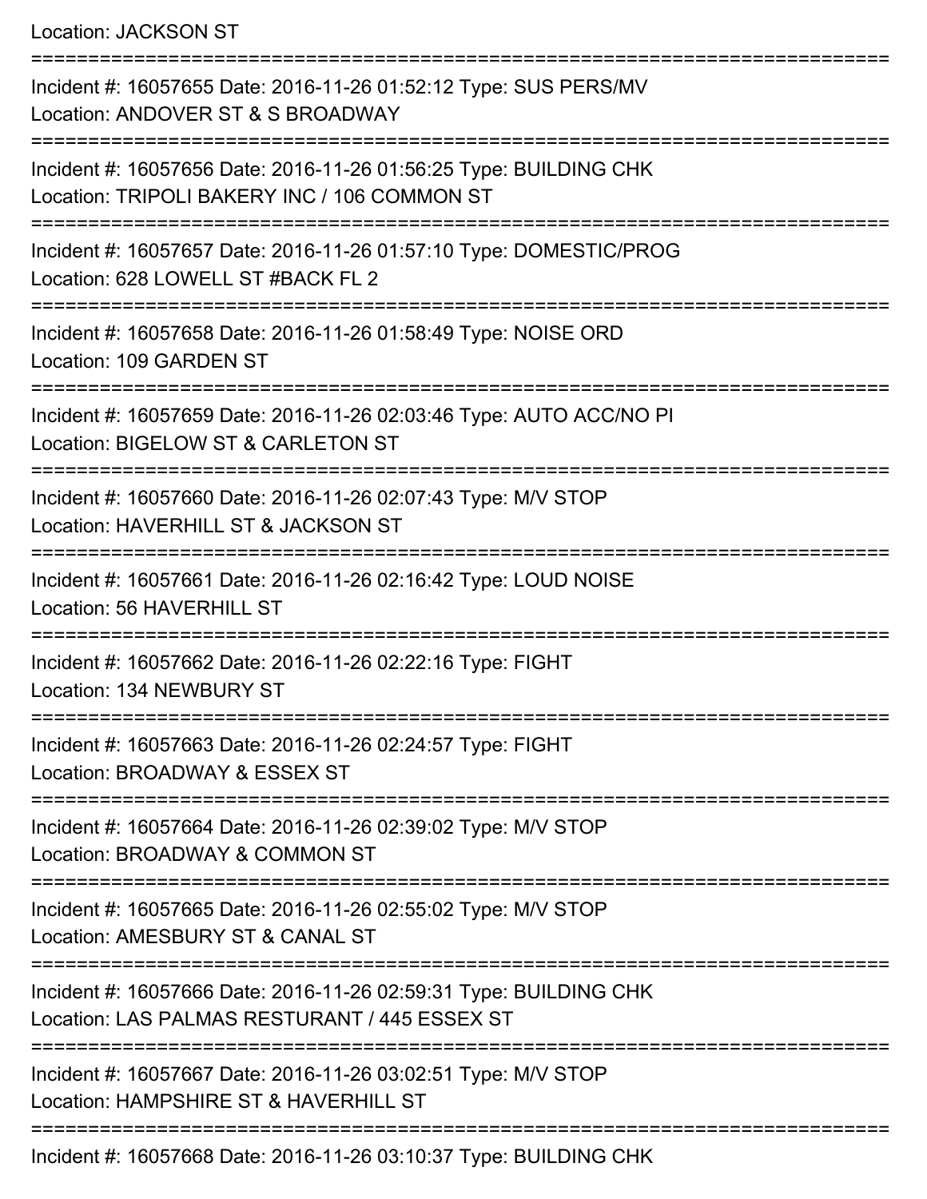Location: JACKSON ST

===========================================================================

Incident #: 16057655 Date: 2016-11-26 01:52:12 Type: SUS PERS/MV
Location: ANDOVER ST & S BROADWAY

===========================================================================

Incident #: 16057656 Date: 2016-11-26 01:56:25 Type: BUILDING CHK
Location: TRIPOLI BAKERY INC / 106 COMMON ST

===========================================================================

Incident #: 16057657 Date: 2016-11-26 01:57:10 Type: DOMESTIC/PROG
Location: 628 LOWELL ST #BACK FL 2

===========================================================================

Incident #: 16057658 Date: 2016-11-26 01:58:49 Type: NOISE ORD
Location: 109 GARDEN ST

===========================================================================

Incident #: 16057659 Date: 2016-11-26 02:03:46 Type: AUTO ACC/NO PI
Location: BIGELOW ST & CARLETON ST

===========================================================================

Incident #: 16057660 Date: 2016-11-26 02:07:43 Type: M/V STOP
Location: HAVERHILL ST & JACKSON ST

===========================================================================

Incident #: 16057661 Date: 2016-11-26 02:16:42 Type: LOUD NOISE
Location: 56 HAVERHILL ST

===========================================================================

Incident #: 16057662 Date: 2016-11-26 02:22:16 Type: FIGHT
Location: 134 NEWBURY ST

===========================================================================

Incident #: 16057663 Date: 2016-11-26 02:24:57 Type: FIGHT
Location: BROADWAY & ESSEX ST

===========================================================================

Incident #: 16057664 Date: 2016-11-26 02:39:02 Type: M/V STOP
Location: BROADWAY & COMMON ST

===========================================================================

Incident #: 16057665 Date: 2016-11-26 02:55:02 Type: M/V STOP
Location: AMESBURY ST & CANAL ST

===========================================================================

Incident #: 16057666 Date: 2016-11-26 02:59:31 Type: BUILDING CHK
Location: LAS PALMAS RESTURANT / 445 ESSEX ST

===========================================================================

Incident #: 16057667 Date: 2016-11-26 03:02:51 Type: M/V STOP
Location: HAMPSHIRE ST & HAVERHILL ST

===========================================================================

Incident #: 16057668 Date: 2016-11-26 03:10:37 Type: BUILDING CHK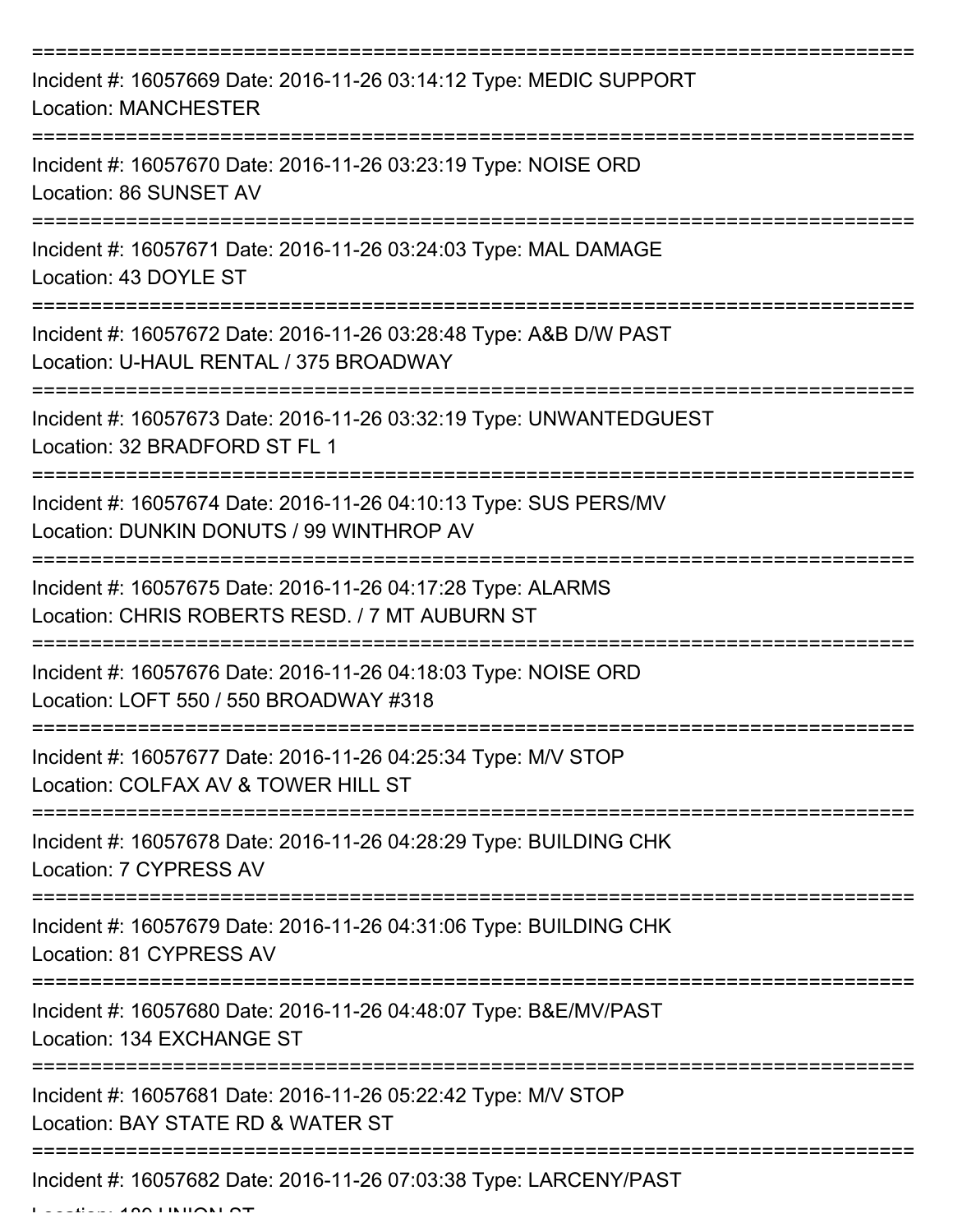===========================================================================

Incident #: 16057669 Date: 2016-11-26 03:14:12 Type: MEDIC SUPPORT
Location: MANCHESTER

===========================================================================

Incident #: 16057670 Date: 2016-11-26 03:23:19 Type: NOISE ORD
Location: 86 SUNSET AV

===========================================================================

Incident #: 16057671 Date: 2016-11-26 03:24:03 Type: MAL DAMAGE
Location: 43 DOYLE ST

===========================================================================

Incident #: 16057672 Date: 2016-11-26 03:28:48 Type: A&B D/W PAST
Location: U-HAUL RENTAL / 375 BROADWAY

===========================================================================

Incident #: 16057673 Date: 2016-11-26 03:32:19 Type: UNWANTEDGUEST
Location: 32 BRADFORD ST FL 1

===========================================================================

Incident #: 16057674 Date: 2016-11-26 04:10:13 Type: SUS PERS/MV
Location: DUNKIN DONUTS / 99 WINTHROP AV

===========================================================================

Incident #: 16057675 Date: 2016-11-26 04:17:28 Type: ALARMS
Location: CHRIS ROBERTS RESD. / 7 MT AUBURN ST

===========================================================================

Incident #: 16057676 Date: 2016-11-26 04:18:03 Type: NOISE ORD
Location: LOFT 550 / 550 BROADWAY #318

===========================================================================

Incident #: 16057677 Date: 2016-11-26 04:25:34 Type: M/V STOP
Location: COLFAX AV & TOWER HILL ST

===========================================================================

Incident #: 16057678 Date: 2016-11-26 04:28:29 Type: BUILDING CHK
Location: 7 CYPRESS AV

===========================================================================

Incident #: 16057679 Date: 2016-11-26 04:31:06 Type: BUILDING CHK
Location: 81 CYPRESS AV

===========================================================================

Incident #: 16057680 Date: 2016-11-26 04:48:07 Type: B&E/MV/PAST
Location: 134 EXCHANGE ST

===========================================================================

Incident #: 16057681 Date: 2016-11-26 05:22:42 Type: M/V STOP
Location: BAY STATE RD & WATER ST

===========================================================================

Incident #: 16057682 Date: 2016-11-26 07:03:38 Type: LARCENY/PAST
Location: 180 UNION ST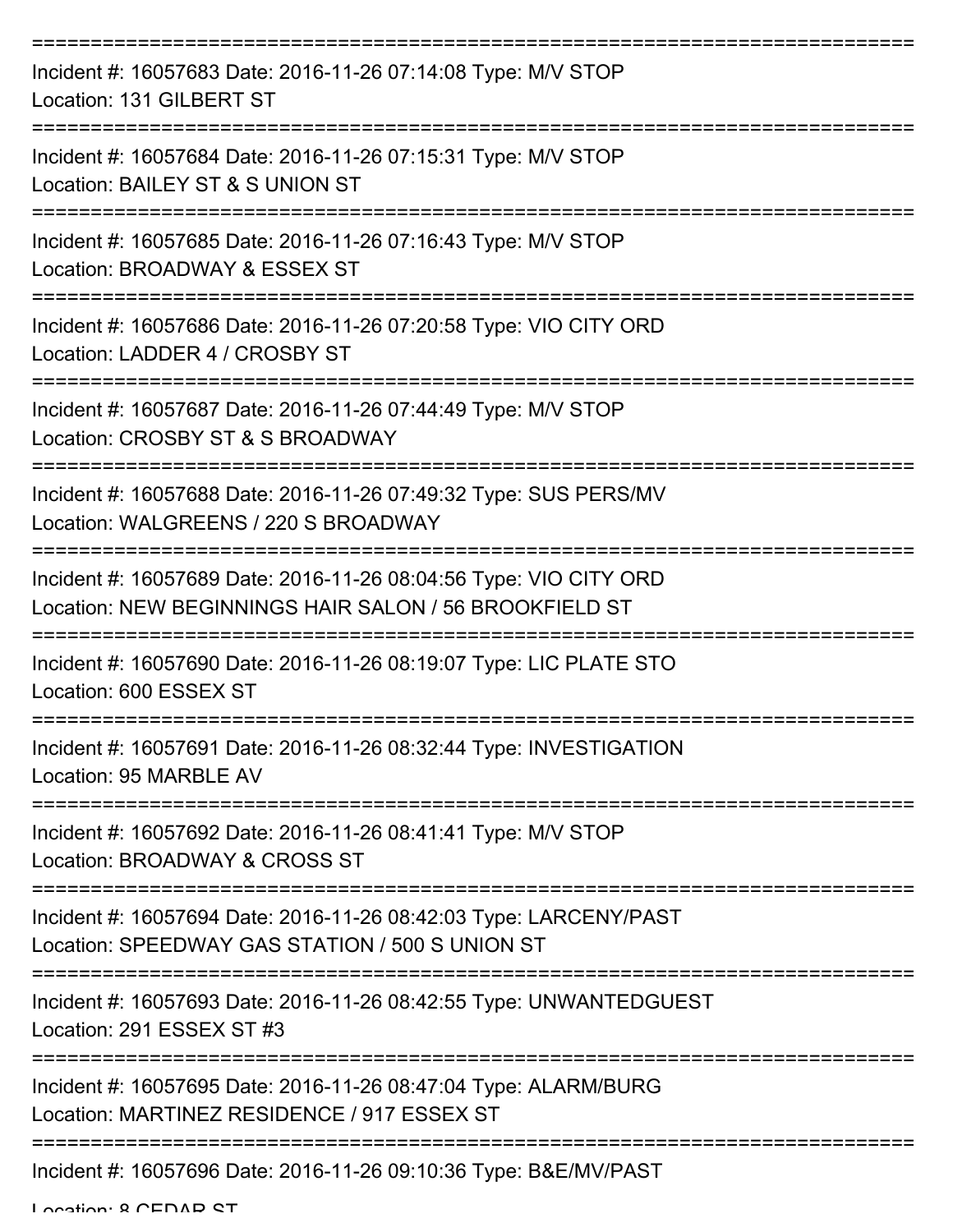===========================================================================

Incident #: 16057683 Date: 2016-11-26 07:14:08 Type: M/V STOP
Location: 131 GILBERT ST

===========================================================================

Incident #: 16057684 Date: 2016-11-26 07:15:31 Type: M/V STOP
Location: BAILEY ST & S UNION ST

===========================================================================

Incident #: 16057685 Date: 2016-11-26 07:16:43 Type: M/V STOP
Location: BROADWAY & ESSEX ST

===========================================================================

Incident #: 16057686 Date: 2016-11-26 07:20:58 Type: VIO CITY ORD
Location: LADDER 4 / CROSBY ST

===========================================================================

Incident #: 16057687 Date: 2016-11-26 07:44:49 Type: M/V STOP
Location: CROSBY ST & S BROADWAY

===========================================================================

Incident #: 16057688 Date: 2016-11-26 07:49:32 Type: SUS PERS/MV
Location: WALGREENS / 220 S BROADWAY

===========================================================================

Incident #: 16057689 Date: 2016-11-26 08:04:56 Type: VIO CITY ORD
Location: NEW BEGINNINGS HAIR SALON / 56 BROOKFIELD ST

===========================================================================

Incident #: 16057690 Date: 2016-11-26 08:19:07 Type: LIC PLATE STO
Location: 600 ESSEX ST

===========================================================================

Incident #: 16057691 Date: 2016-11-26 08:32:44 Type: INVESTIGATION
Location: 95 MARBLE AV

===========================================================================

Incident #: 16057692 Date: 2016-11-26 08:41:41 Type: M/V STOP
Location: BROADWAY & CROSS ST

===========================================================================

Incident #: 16057694 Date: 2016-11-26 08:42:03 Type: LARCENY/PAST
Location: SPEEDWAY GAS STATION / 500 S UNION ST

===========================================================================

Incident #: 16057693 Date: 2016-11-26 08:42:55 Type: UNWANTEDGUEST
Location: 291 ESSEX ST #3

===========================================================================

Incident #: 16057695 Date: 2016-11-26 08:47:04 Type: ALARM/BURG
Location: MARTINEZ RESIDENCE / 917 ESSEX ST

===========================================================================

Incident #: 16057696 Date: 2016-11-26 09:10:36 Type: B&E/MV/PAST
Location: 8 CEDAR ST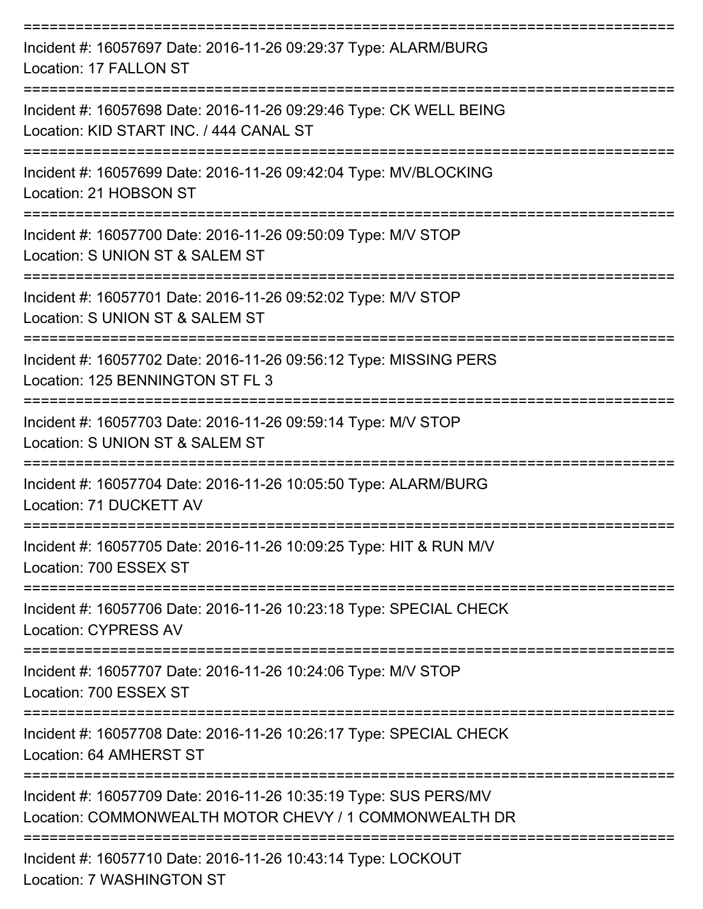===========================================================================

Incident #: 16057697 Date: 2016-11-26 09:29:37 Type: ALARM/BURG
Location: 17 FALLON ST

===========================================================================

Incident #: 16057698 Date: 2016-11-26 09:29:46 Type: CK WELL BEING
Location: KID START INC. / 444 CANAL ST

===========================================================================

Incident #: 16057699 Date: 2016-11-26 09:42:04 Type: MV/BLOCKING
Location: 21 HOBSON ST

===========================================================================

Incident #: 16057700 Date: 2016-11-26 09:50:09 Type: M/V STOP
Location: S UNION ST & SALEM ST

===========================================================================

Incident #: 16057701 Date: 2016-11-26 09:52:02 Type: M/V STOP
Location: S UNION ST & SALEM ST

===========================================================================

Incident #: 16057702 Date: 2016-11-26 09:56:12 Type: MISSING PERS
Location: 125 BENNINGTON ST FL 3

===========================================================================

Incident #: 16057703 Date: 2016-11-26 09:59:14 Type: M/V STOP
Location: S UNION ST & SALEM ST

===========================================================================

Incident #: 16057704 Date: 2016-11-26 10:05:50 Type: ALARM/BURG
Location: 71 DUCKETT AV

===========================================================================

Incident #: 16057705 Date: 2016-11-26 10:09:25 Type: HIT & RUN M/V
Location: 700 ESSEX ST

===========================================================================

Incident #: 16057706 Date: 2016-11-26 10:23:18 Type: SPECIAL CHECK
Location: CYPRESS AV

===========================================================================

Incident #: 16057707 Date: 2016-11-26 10:24:06 Type: M/V STOP
Location: 700 ESSEX ST

===========================================================================

Incident #: 16057708 Date: 2016-11-26 10:26:17 Type: SPECIAL CHECK
Location: 64 AMHERST ST

===========================================================================

Incident #: 16057709 Date: 2016-11-26 10:35:19 Type: SUS PERS/MV
Location: COMMONWEALTH MOTOR CHEVY / 1 COMMONWEALTH DR

===========================================================================

Incident #: 16057710 Date: 2016-11-26 10:43:14 Type: LOCKOUT
Location: 7 WASHINGTON ST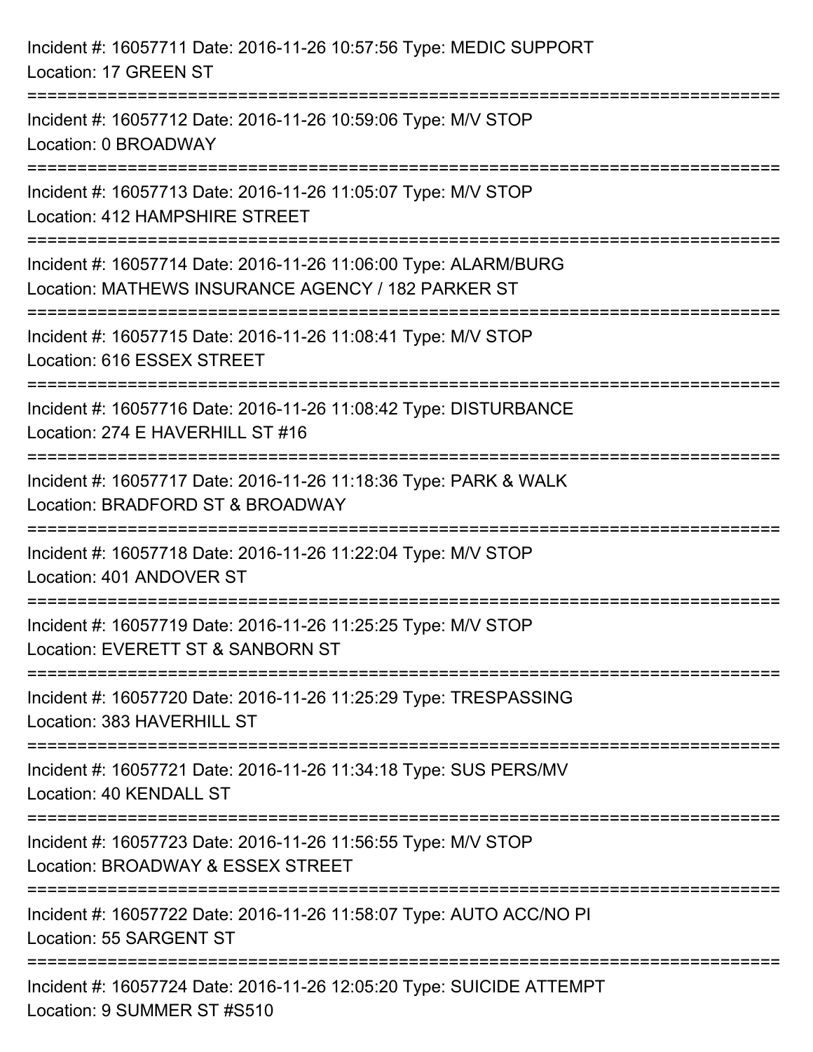Incident #: 16057711 Date: 2016-11-26 10:57:56 Type: MEDIC SUPPORT
Location: 17 GREEN ST

===========================================================================

Incident #: 16057712 Date: 2016-11-26 10:59:06 Type: M/V STOP
Location: 0 BROADWAY

===========================================================================

Incident #: 16057713 Date: 2016-11-26 11:05:07 Type: M/V STOP
Location: 412 HAMPSHIRE STREET

===========================================================================

Incident #: 16057714 Date: 2016-11-26 11:06:00 Type: ALARM/BURG
Location: MATHEWS INSURANCE AGENCY / 182 PARKER ST

===========================================================================

Incident #: 16057715 Date: 2016-11-26 11:08:41 Type: M/V STOP
Location: 616 ESSEX STREET

===========================================================================

Incident #: 16057716 Date: 2016-11-26 11:08:42 Type: DISTURBANCE
Location: 274 E HAVERHILL ST #16

===========================================================================

Incident #: 16057717 Date: 2016-11-26 11:18:36 Type: PARK & WALK
Location: BRADFORD ST & BROADWAY

===========================================================================

Incident #: 16057718 Date: 2016-11-26 11:22:04 Type: M/V STOP
Location: 401 ANDOVER ST

===========================================================================

Incident #: 16057719 Date: 2016-11-26 11:25:25 Type: M/V STOP
Location: EVERETT ST & SANBORN ST

===========================================================================

Incident #: 16057720 Date: 2016-11-26 11:25:29 Type: TRESPASSING
Location: 383 HAVERHILL ST

===========================================================================

Incident #: 16057721 Date: 2016-11-26 11:34:18 Type: SUS PERS/MV
Location: 40 KENDALL ST

===========================================================================

Incident #: 16057723 Date: 2016-11-26 11:56:55 Type: M/V STOP
Location: BROADWAY & ESSEX STREET

===========================================================================

Incident #: 16057722 Date: 2016-11-26 11:58:07 Type: AUTO ACC/NO PI
Location: 55 SARGENT ST

===========================================================================

Incident #: 16057724 Date: 2016-11-26 12:05:20 Type: SUICIDE ATTEMPT
Location: 9 SUMMER ST #S510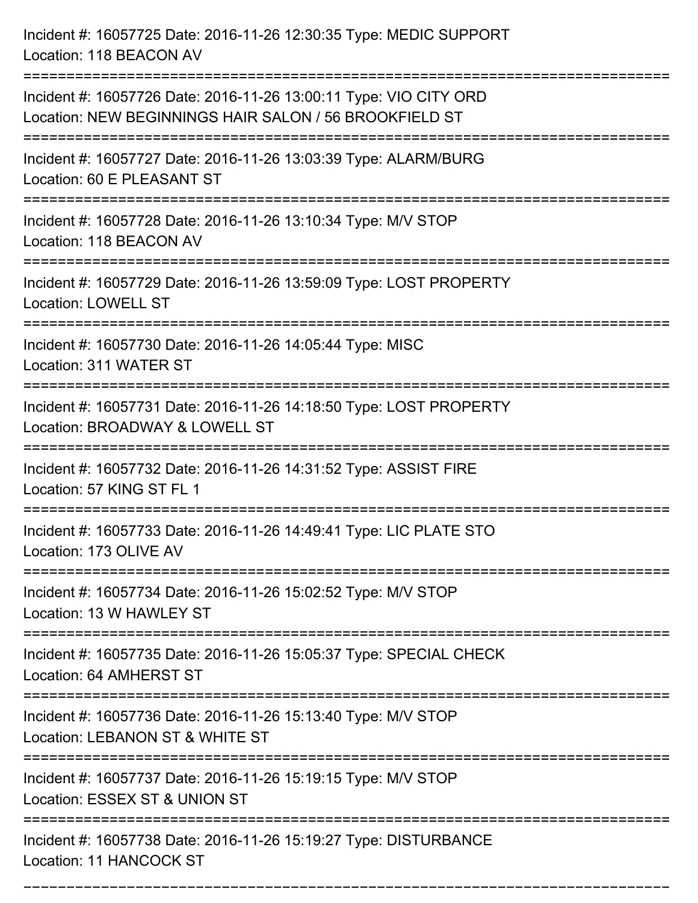Incident #: 16057725 Date: 2016-11-26 12:30:35 Type: MEDIC SUPPORT
Location: 118 BEACON AV

===========================================================================

Incident #: 16057726 Date: 2016-11-26 13:00:11 Type: VIO CITY ORD
Location: NEW BEGINNINGS HAIR SALON / 56 BROOKFIELD ST

===========================================================================

Incident #: 16057727 Date: 2016-11-26 13:03:39 Type: ALARM/BURG
Location: 60 E PLEASANT ST

===========================================================================

Incident #: 16057728 Date: 2016-11-26 13:10:34 Type: M/V STOP
Location: 118 BEACON AV

===========================================================================

Incident #: 16057729 Date: 2016-11-26 13:59:09 Type: LOST PROPERTY
Location: LOWELL ST

===========================================================================

Incident #: 16057730 Date: 2016-11-26 14:05:44 Type: MISC
Location: 311 WATER ST

===========================================================================

Incident #: 16057731 Date: 2016-11-26 14:18:50 Type: LOST PROPERTY
Location: BROADWAY & LOWELL ST

===========================================================================

Incident #: 16057732 Date: 2016-11-26 14:31:52 Type: ASSIST FIRE
Location: 57 KING ST FL 1

===========================================================================

Incident #: 16057733 Date: 2016-11-26 14:49:41 Type: LIC PLATE STO
Location: 173 OLIVE AV

===========================================================================

Incident #: 16057734 Date: 2016-11-26 15:02:52 Type: M/V STOP
Location: 13 W HAWLEY ST

===========================================================================

Incident #: 16057735 Date: 2016-11-26 15:05:37 Type: SPECIAL CHECK
Location: 64 AMHERST ST

===========================================================================

Incident #: 16057736 Date: 2016-11-26 15:13:40 Type: M/V STOP
Location: LEBANON ST & WHITE ST

===========================================================================

Incident #: 16057737 Date: 2016-11-26 15:19:15 Type: M/V STOP
Location: ESSEX ST & UNION ST

===========================================================================

Incident #: 16057738 Date: 2016-11-26 15:19:27 Type: DISTURBANCE
Location: 11 HANCOCK ST

===========================================================================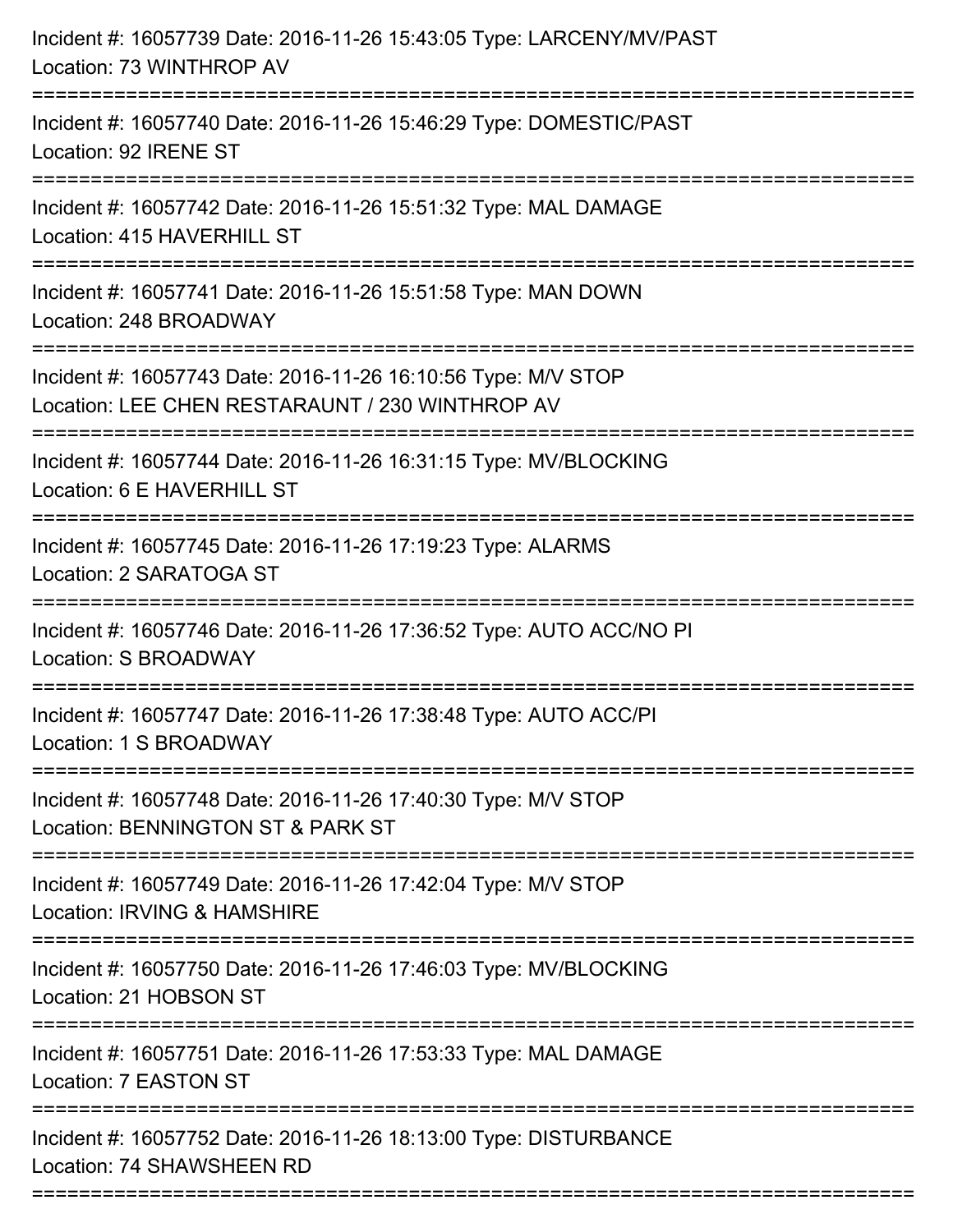Incident #: 16057739 Date: 2016-11-26 15:43:05 Type: LARCENY/MV/PAST
Location: 73 WINTHROP AV

===========================================================================

Incident #: 16057740 Date: 2016-11-26 15:46:29 Type: DOMESTIC/PAST
Location: 92 IRENE ST

===========================================================================

Incident #: 16057742 Date: 2016-11-26 15:51:32 Type: MAL DAMAGE
Location: 415 HAVERHILL ST

===========================================================================

Incident #: 16057741 Date: 2016-11-26 15:51:58 Type: MAN DOWN
Location: 248 BROADWAY

===========================================================================

Incident #: 16057743 Date: 2016-11-26 16:10:56 Type: M/V STOP
Location: LEE CHEN RESTARAUNT / 230 WINTHROP AV

===========================================================================

Incident #: 16057744 Date: 2016-11-26 16:31:15 Type: MV/BLOCKING
Location: 6 E HAVERHILL ST

===========================================================================

Incident #: 16057745 Date: 2016-11-26 17:19:23 Type: ALARMS
Location: 2 SARATOGA ST

===========================================================================

Incident #: 16057746 Date: 2016-11-26 17:36:52 Type: AUTO ACC/NO PI
Location: S BROADWAY

===========================================================================

Incident #: 16057747 Date: 2016-11-26 17:38:48 Type: AUTO ACC/PI
Location: 1 S BROADWAY

===========================================================================

Incident #: 16057748 Date: 2016-11-26 17:40:30 Type: M/V STOP
Location: BENNINGTON ST & PARK ST

===========================================================================

Incident #: 16057749 Date: 2016-11-26 17:42:04 Type: M/V STOP
Location: IRVING & HAMSHIRE

===========================================================================

Incident #: 16057750 Date: 2016-11-26 17:46:03 Type: MV/BLOCKING
Location: 21 HOBSON ST

===========================================================================

Incident #: 16057751 Date: 2016-11-26 17:53:33 Type: MAL DAMAGE
Location: 7 EASTON ST

===========================================================================

Incident #: 16057752 Date: 2016-11-26 18:13:00 Type: DISTURBANCE
Location: 74 SHAWSHEEN RD

===========================================================================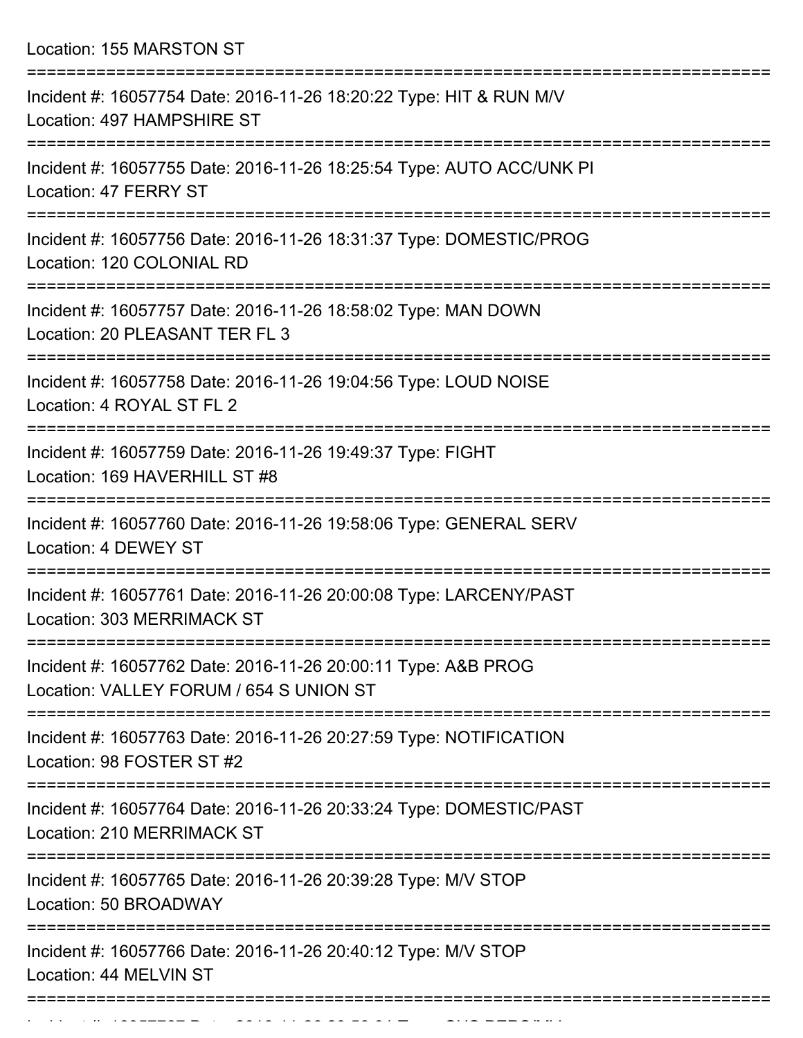Location: 155 MARSTON ST

===========================================================================

Incident #: 16057754 Date: 2016-11-26 18:20:22 Type: HIT & RUN M/V
Location: 497 HAMPSHIRE ST

===========================================================================

Incident #: 16057755 Date: 2016-11-26 18:25:54 Type: AUTO ACC/UNK PI
Location: 47 FERRY ST

===========================================================================

Incident #: 16057756 Date: 2016-11-26 18:31:37 Type: DOMESTIC/PROG
Location: 120 COLONIAL RD

===========================================================================

Incident #: 16057757 Date: 2016-11-26 18:58:02 Type: MAN DOWN
Location: 20 PLEASANT TER FL 3

===========================================================================

Incident #: 16057758 Date: 2016-11-26 19:04:56 Type: LOUD NOISE
Location: 4 ROYAL ST FL 2

===========================================================================

Incident #: 16057759 Date: 2016-11-26 19:49:37 Type: FIGHT
Location: 169 HAVERHILL ST #8

===========================================================================

Incident #: 16057760 Date: 2016-11-26 19:58:06 Type: GENERAL SERV
Location: 4 DEWEY ST

===========================================================================

Incident #: 16057761 Date: 2016-11-26 20:00:08 Type: LARCENY/PAST
Location: 303 MERRIMACK ST

===========================================================================

Incident #: 16057762 Date: 2016-11-26 20:00:11 Type: A&B PROG
Location: VALLEY FORUM / 654 S UNION ST

===========================================================================

Incident #: 16057763 Date: 2016-11-26 20:27:59 Type: NOTIFICATION
Location: 98 FOSTER ST #2

===========================================================================

Incident #: 16057764 Date: 2016-11-26 20:33:24 Type: DOMESTIC/PAST
Location: 210 MERRIMACK ST

===========================================================================

Incident #: 16057765 Date: 2016-11-26 20:39:28 Type: M/V STOP
Location: 50 BROADWAY

===========================================================================

Incident #: 16057766 Date: 2016-11-26 20:40:12 Type: M/V STOP
Location: 44 MELVIN ST

===========================================================================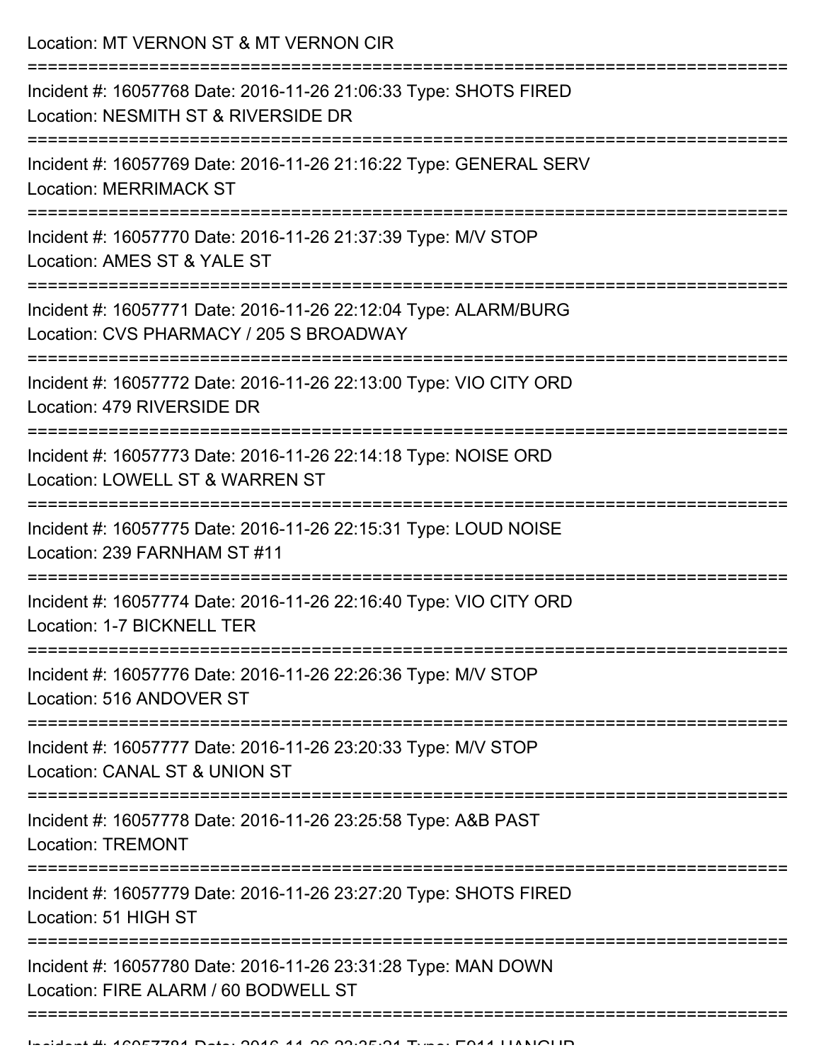Location: MT VERNON ST & MT VERNON CIR

===========================================================================

Incident #: 16057768 Date: 2016-11-26 21:06:33 Type: SHOTS FIRED
Location: NESMITH ST & RIVERSIDE DR

===========================================================================

Incident #: 16057769 Date: 2016-11-26 21:16:22 Type: GENERAL SERV
Location: MERRIMACK ST

===========================================================================

Incident #: 16057770 Date: 2016-11-26 21:37:39 Type: M/V STOP
Location: AMES ST & YALE ST

===========================================================================

Incident #: 16057771 Date: 2016-11-26 22:12:04 Type: ALARM/BURG
Location: CVS PHARMACY / 205 S BROADWAY

===========================================================================

Incident #: 16057772 Date: 2016-11-26 22:13:00 Type: VIO CITY ORD
Location: 479 RIVERSIDE DR

===========================================================================

Incident #: 16057773 Date: 2016-11-26 22:14:18 Type: NOISE ORD
Location: LOWELL ST & WARREN ST

===========================================================================

Incident #: 16057775 Date: 2016-11-26 22:15:31 Type: LOUD NOISE
Location: 239 FARNHAM ST #11

===========================================================================

Incident #: 16057774 Date: 2016-11-26 22:16:40 Type: VIO CITY ORD
Location: 1-7 BICKNELL TER

===========================================================================

Incident #: 16057776 Date: 2016-11-26 22:26:36 Type: M/V STOP
Location: 516 ANDOVER ST

===========================================================================

Incident #: 16057777 Date: 2016-11-26 23:20:33 Type: M/V STOP
Location: CANAL ST & UNION ST

===========================================================================

Incident #: 16057778 Date: 2016-11-26 23:25:58 Type: A&B PAST
Location: TREMONT

===========================================================================

Incident #: 16057779 Date: 2016-11-26 23:27:20 Type: SHOTS FIRED
Location: 51 HIGH ST

===========================================================================

Incident #: 16057780 Date: 2016-11-26 23:31:28 Type: MAN DOWN
Location: FIRE ALARM / 60 BODWELL ST

===========================================================================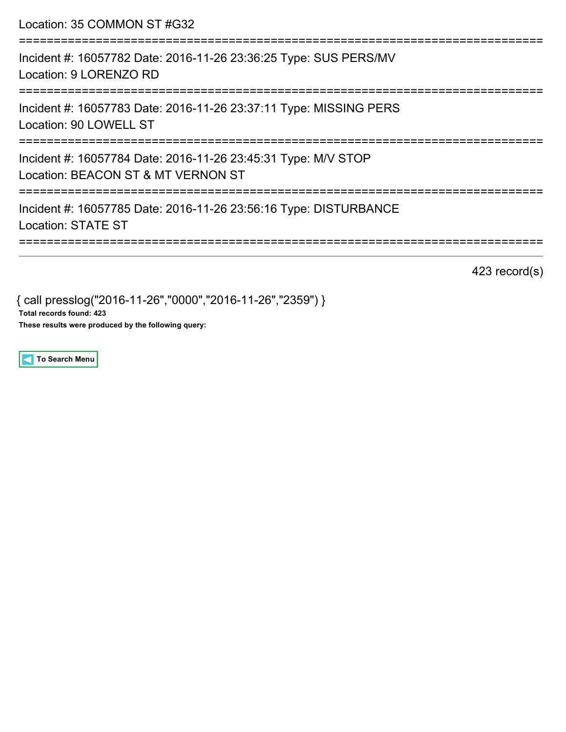Location: 35 COMMON ST #G32

===========================================================================

Incident #: 16057782 Date: 2016-11-26 23:36:25 Type: SUS PERS/MV
Location: 9 LORENZO RD

===========================================================================

Incident #: 16057783 Date: 2016-11-26 23:37:11 Type: MISSING PERS
Location: 90 LOWELL ST

===========================================================================

Incident #: 16057784 Date: 2016-11-26 23:45:31 Type: M/V STOP
Location: BEACON ST & MT VERNON ST

===========================================================================

Incident #: 16057785 Date: 2016-11-26 23:56:16 Type: DISTURBANCE
Location: STATE ST

===========================================================================

423 record(s)

{ call presslog("2016-11-26","0000","2016-11-26","2359") }

**Total records found: 423**

**These results were produced by the following query:**

To Search Menu